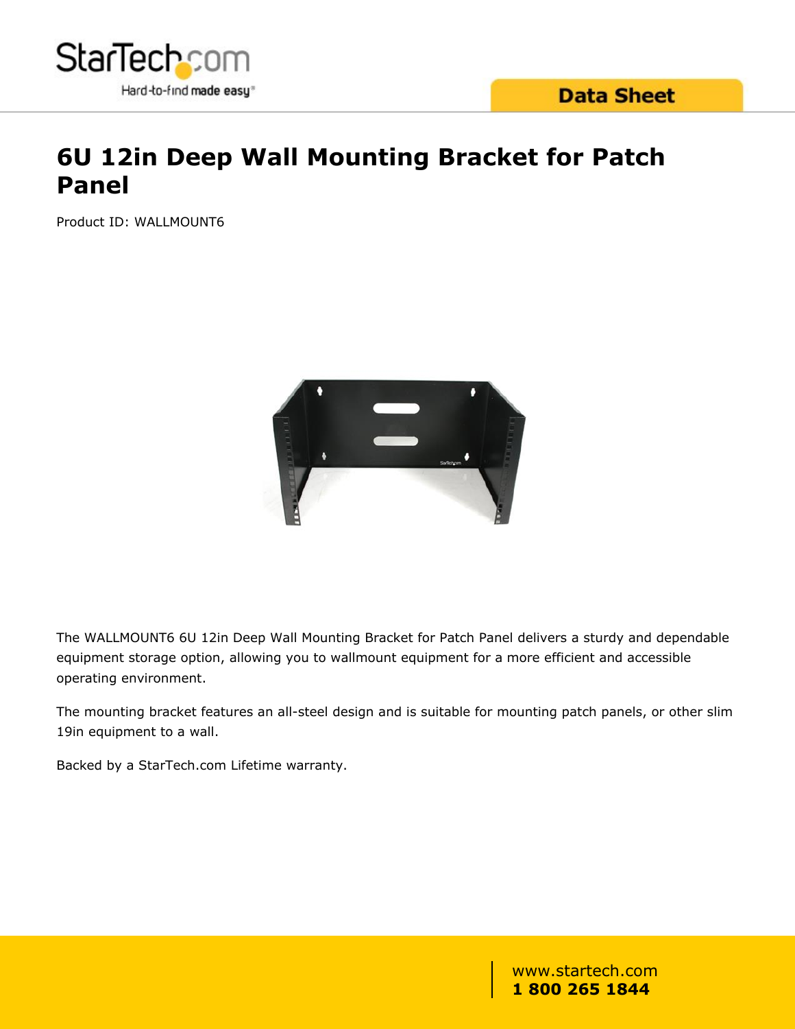Data Sheet

# 6U 12in Deep Wall Mounting Bracket for Patch Panel

Product ID: WALLMOUNT6

The WALLMOUNT6 6U 12in Deep Wall Mounting Bracket for Patch Panel delivers a sturdy and dependable equipment storage option, allowing you to wallmount equipment for a more efficient and accessible operating environment.

The mounting bracket features an all-steel design and is suitable for mounting patch panels, or other slim 19in equipment to a wall.

Backed by a StarTech.com Lifetime warranty.

www.startech.com
**1 800 265 1844**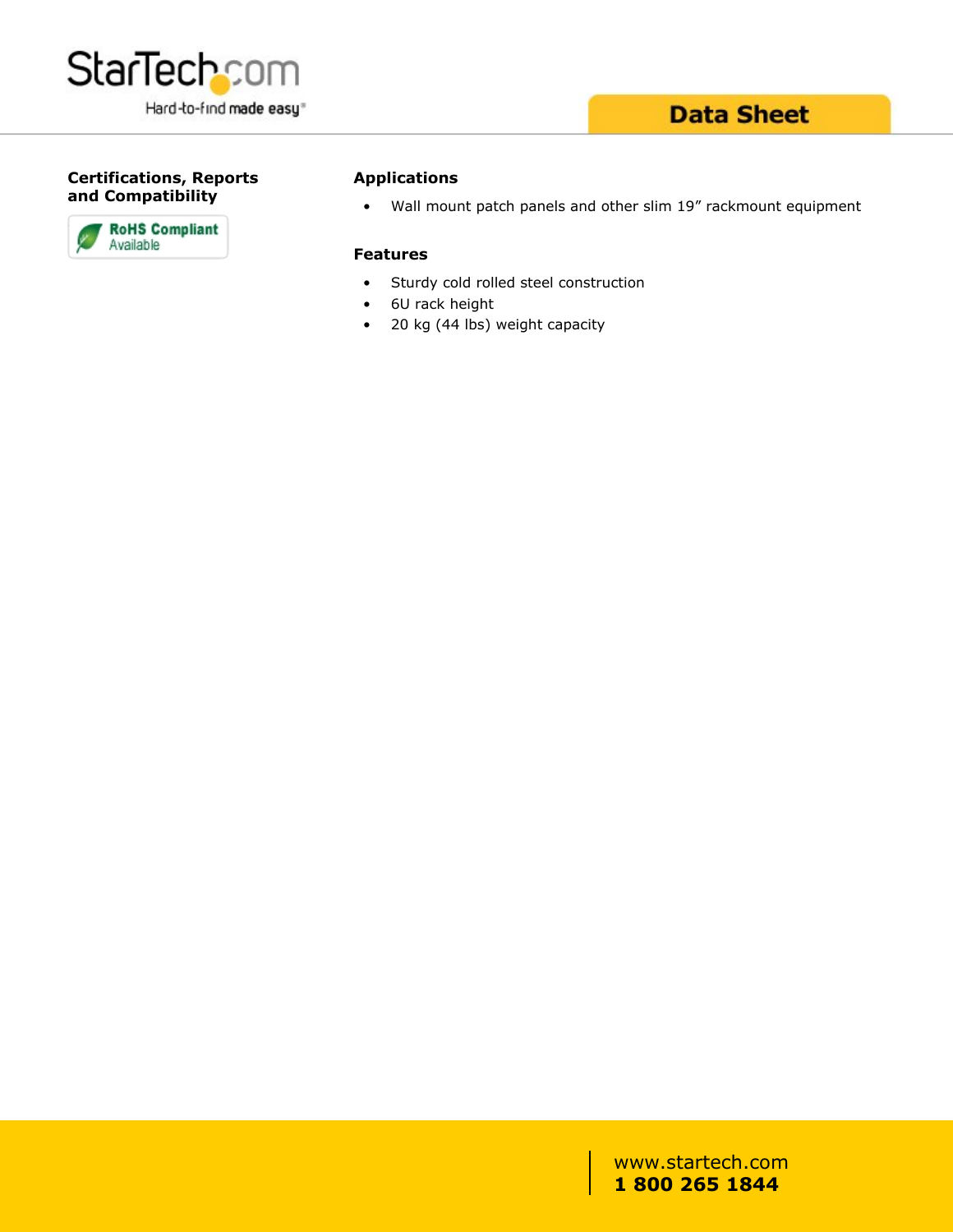## Certifications, Reports and Compatibility

RoHS Compliant Available

## Applications

- Wall mount patch panels and other slim 19" rackmount equipment

## Features

- Sturdy cold rolled steel construction
- 6U rack height
- 20 kg (44 lbs) weight capacity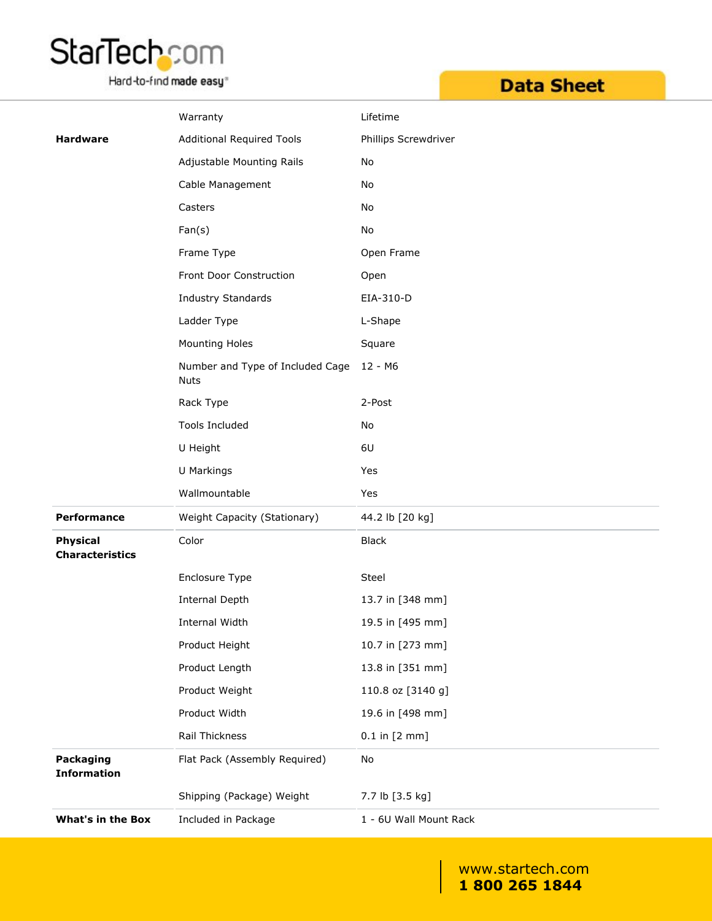| | | |
|---|---|---|
| | Warranty | Lifetime |
| **Hardware** | Additional Required Tools | Phillips Screwdriver |
| | Adjustable Mounting Rails | No |
| | Cable Management | No |
| | Casters | No |
| | Fan(s) | No |
| | Frame Type | Open Frame |
| | Front Door Construction | Open |
| | Industry Standards | EIA-310-D |
| | Ladder Type | L-Shape |
| | Mounting Holes | Square |
| | Number and Type of Included Cage Nuts | 12 - M6 |
| | Rack Type | 2-Post |
| | Tools Included | No |
| | U Height | 6U |
| | U Markings | Yes |
| | Wallmountable | Yes |
| **Performance** | Weight Capacity (Stationary) | 44.2 lb [20 kg] |
| **Physical Characteristics** | Color | Black |
| | Enclosure Type | Steel |
| | Internal Depth | 13.7 in [348 mm] |
| | Internal Width | 19.5 in [495 mm] |
| | Product Height | 10.7 in [273 mm] |
| | Product Length | 13.8 in [351 mm] |
| | Product Weight | 110.8 oz [3140 g] |
| | Product Width | 19.6 in [498 mm] |
| | Rail Thickness | 0.1 in [2 mm] |
| **Packaging Information** | Flat Pack (Assembly Required) | No |
| | Shipping (Package) Weight | 7.7 lb [3.5 kg] |
| **What's in the Box** | Included in Package | 1 - 6U Wall Mount Rack |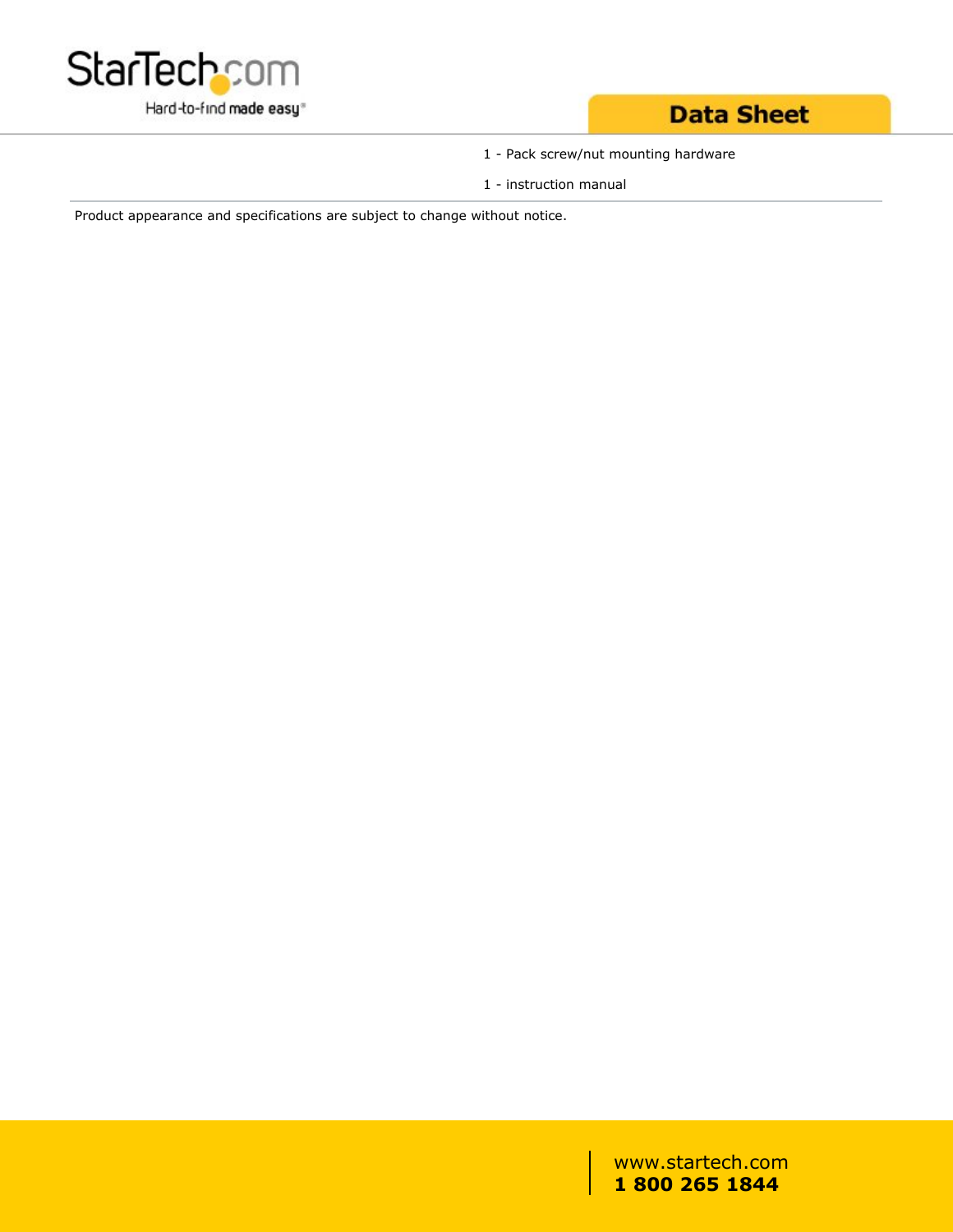1 - Pack screw/nut mounting hardware

1 - instruction manual

Product appearance and specifications are subject to change without notice.